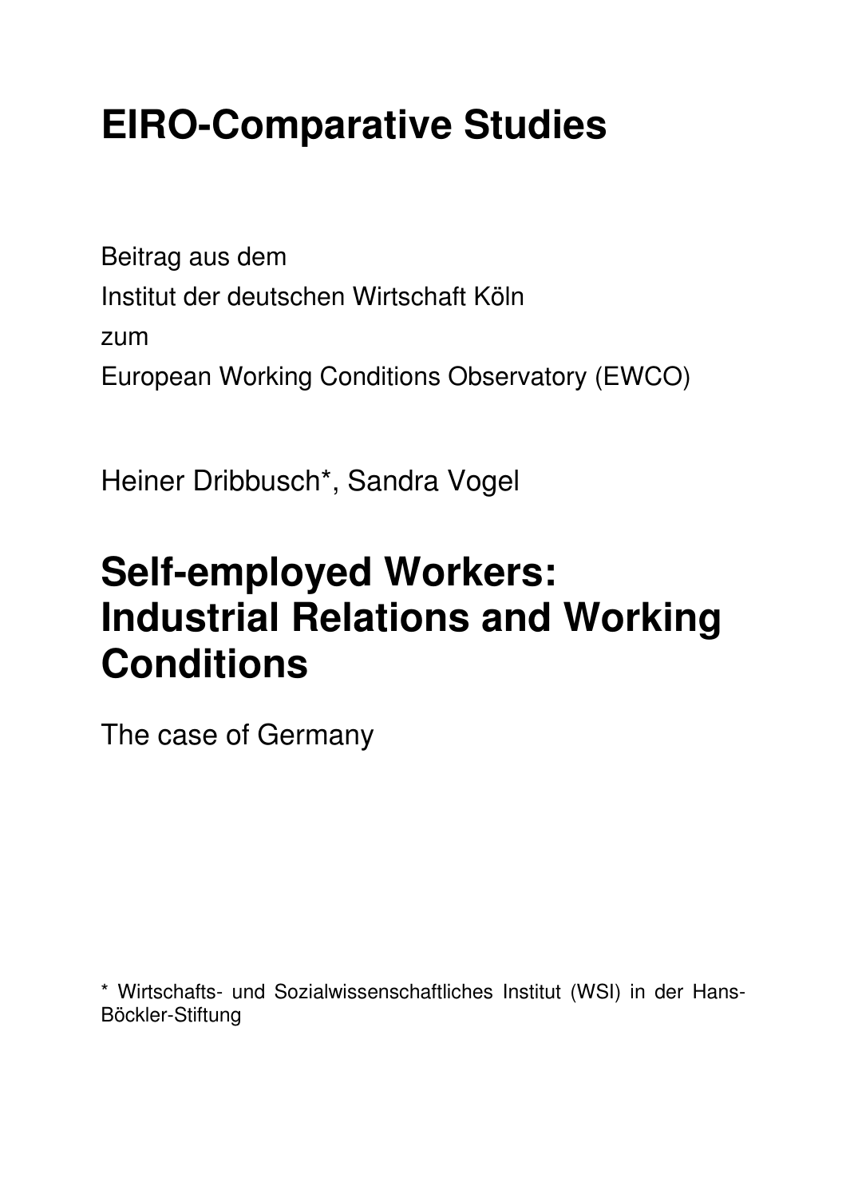# EIRO-Comparative Studies

Beitrag aus dem
Institut der deutschen Wirtschaft Köln
zum
European Working Conditions Observatory (EWCO)

Heiner Dribbusch*, Sandra Vogel

# Self-employed Workers: Industrial Relations and Working Conditions

The case of Germany

* Wirtschafts- und Sozialwissenschaftliches Institut (WSI) in der Hans-Böckler-Stiftung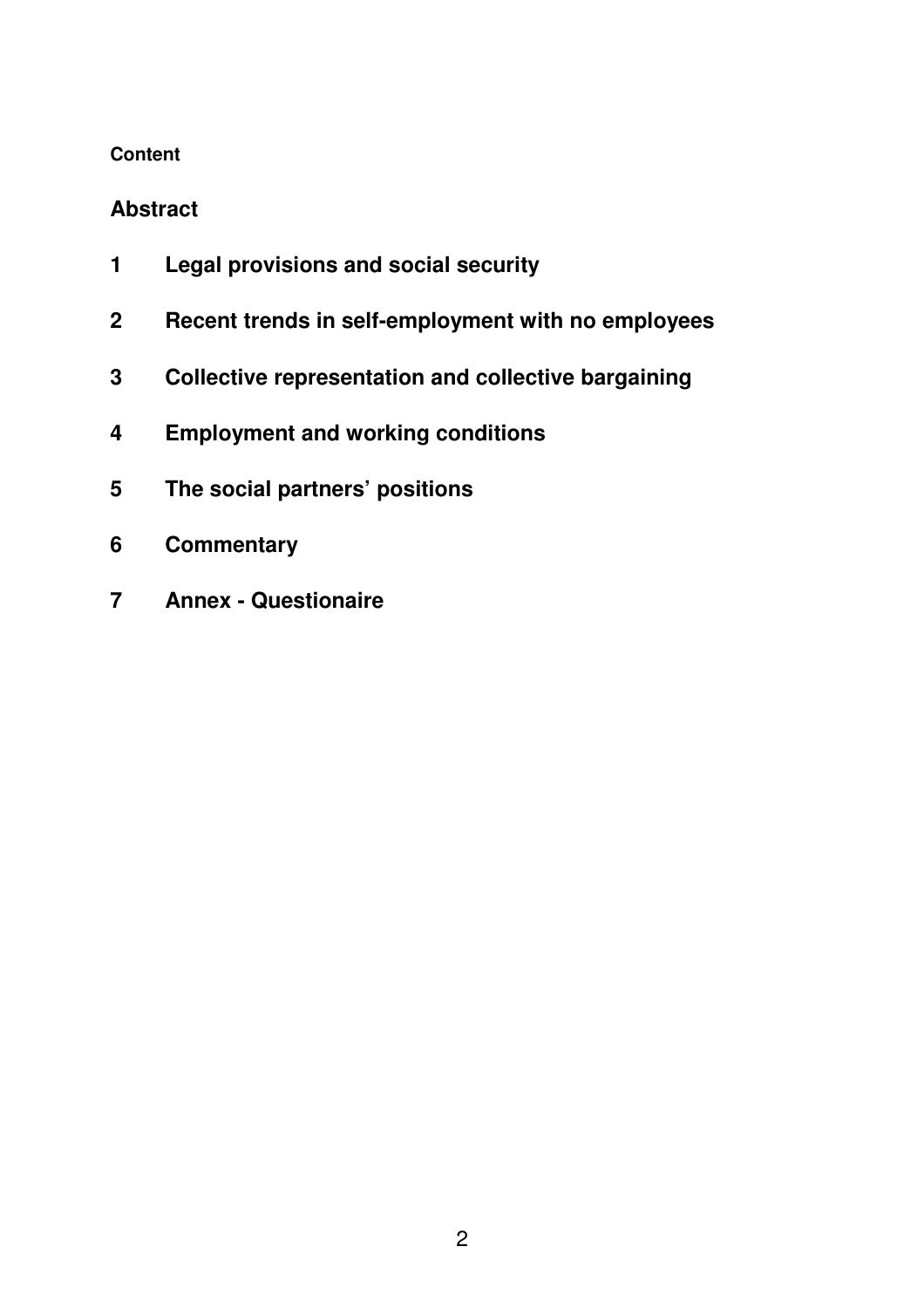**Content**

**Abstract**

1 **Legal provisions and social security**

2 **Recent trends in self-employment with no employees**

3 **Collective representation and collective bargaining**

4 **Employment and working conditions**

5 **The social partners' positions**

6 **Commentary**

7 **Annex - Questionaire**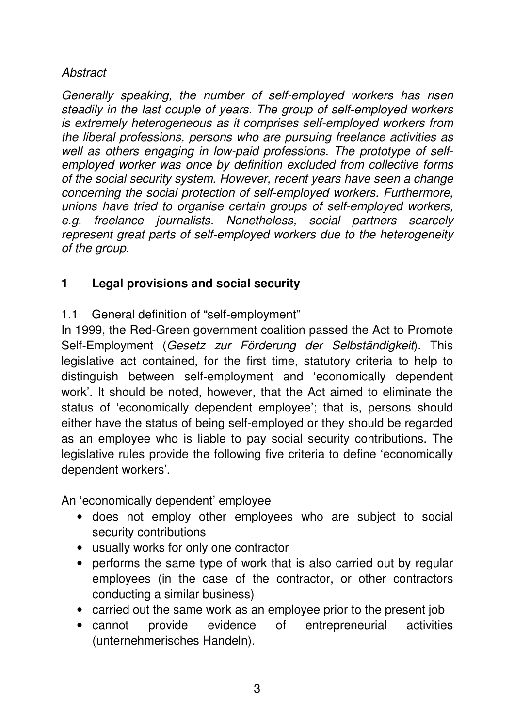*Abstract*

*Generally speaking, the number of self-employed workers has risen steadily in the last couple of years. The group of self-employed workers is extremely heterogeneous as it comprises self-employed workers from the liberal professions, persons who are pursuing freelance activities as well as others engaging in low-paid professions. The prototype of self-employed worker was once by definition excluded from collective forms of the social security system. However, recent years have seen a change concerning the social protection of self-employed workers. Furthermore, unions have tried to organise certain groups of self-employed workers, e.g. freelance journalists. Nonetheless, social partners scarcely represent great parts of self-employed workers due to the heterogeneity of the group.*

## 1 Legal provisions and social security

### 1.1 General definition of "self-employment"

In 1999, the Red-Green government coalition passed the Act to Promote Self-Employment (*Gesetz zur Förderung der Selbständigkeit*). This legislative act contained, for the first time, statutory criteria to help to distinguish between self-employment and 'economically dependent work'. It should be noted, however, that the Act aimed to eliminate the status of 'economically dependent employee'; that is, persons should either have the status of being self-employed or they should be regarded as an employee who is liable to pay social security contributions. The legislative rules provide the following five criteria to define 'economically dependent workers'.

An 'economically dependent' employee

- does not employ other employees who are subject to social security contributions
- usually works for only one contractor
- performs the same type of work that is also carried out by regular employees (in the case of the contractor, or other contractors conducting a similar business)
- carried out the same work as an employee prior to the present job
- cannot provide evidence of entrepreneurial activities (unternehmerisches Handeln).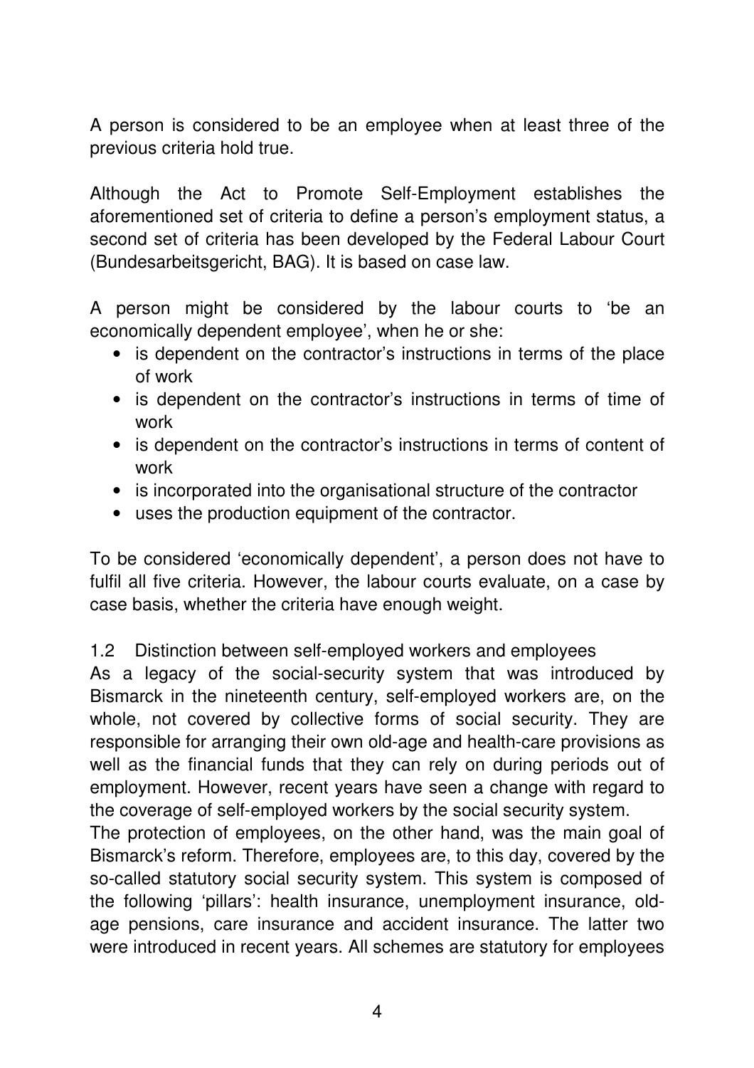A person is considered to be an employee when at least three of the previous criteria hold true.

Although the Act to Promote Self-Employment establishes the aforementioned set of criteria to define a person's employment status, a second set of criteria has been developed by the Federal Labour Court (Bundesarbeitsgericht, BAG). It is based on case law.

A person might be considered by the labour courts to 'be an economically dependent employee', when he or she:

- is dependent on the contractor's instructions in terms of the place of work
- is dependent on the contractor's instructions in terms of time of work
- is dependent on the contractor's instructions in terms of content of work
- is incorporated into the organisational structure of the contractor
- uses the production equipment of the contractor.

To be considered 'economically dependent', a person does not have to fulfil all five criteria. However, the labour courts evaluate, on a case by case basis, whether the criteria have enough weight.

### 1.2 Distinction between self-employed workers and employees

As a legacy of the social-security system that was introduced by Bismarck in the nineteenth century, self-employed workers are, on the whole, not covered by collective forms of social security. They are responsible for arranging their own old-age and health-care provisions as well as the financial funds that they can rely on during periods out of employment. However, recent years have seen a change with regard to the coverage of self-employed workers by the social security system.

The protection of employees, on the other hand, was the main goal of Bismarck's reform. Therefore, employees are, to this day, covered by the so-called statutory social security system. This system is composed of the following 'pillars': health insurance, unemployment insurance, old-age pensions, care insurance and accident insurance. The latter two were introduced in recent years. All schemes are statutory for employees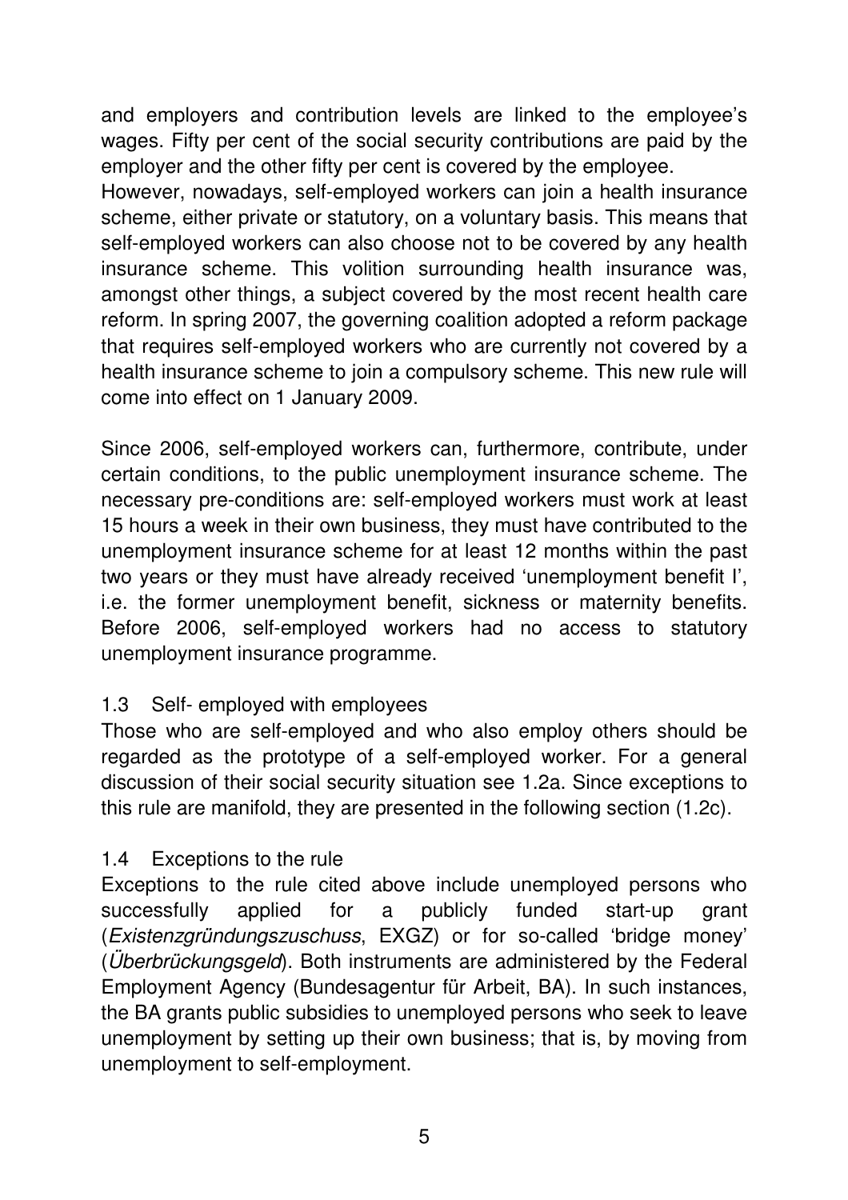and employers and contribution levels are linked to the employee's wages. Fifty per cent of the social security contributions are paid by the employer and the other fifty per cent is covered by the employee.
However, nowadays, self-employed workers can join a health insurance scheme, either private or statutory, on a voluntary basis. This means that self-employed workers can also choose not to be covered by any health insurance scheme. This volition surrounding health insurance was, amongst other things, a subject covered by the most recent health care reform. In spring 2007, the governing coalition adopted a reform package that requires self-employed workers who are currently not covered by a health insurance scheme to join a compulsory scheme. This new rule will come into effect on 1 January 2009.

Since 2006, self-employed workers can, furthermore, contribute, under certain conditions, to the public unemployment insurance scheme. The necessary pre-conditions are: self-employed workers must work at least 15 hours a week in their own business, they must have contributed to the unemployment insurance scheme for at least 12 months within the past two years or they must have already received 'unemployment benefit I', i.e. the former unemployment benefit, sickness or maternity benefits. Before 2006, self-employed workers had no access to statutory unemployment insurance programme.

### 1.3 Self- employed with employees

Those who are self-employed and who also employ others should be regarded as the prototype of a self-employed worker. For a general discussion of their social security situation see 1.2a. Since exceptions to this rule are manifold, they are presented in the following section (1.2c).

### 1.4 Exceptions to the rule

Exceptions to the rule cited above include unemployed persons who successfully applied for a publicly funded start-up grant (*Existenzgründungszuschuss*, EXGZ) or for so-called 'bridge money' (*Überbrückungsgeld*). Both instruments are administered by the Federal Employment Agency (Bundesagentur für Arbeit, BA). In such instances, the BA grants public subsidies to unemployed persons who seek to leave unemployment by setting up their own business; that is, by moving from unemployment to self-employment.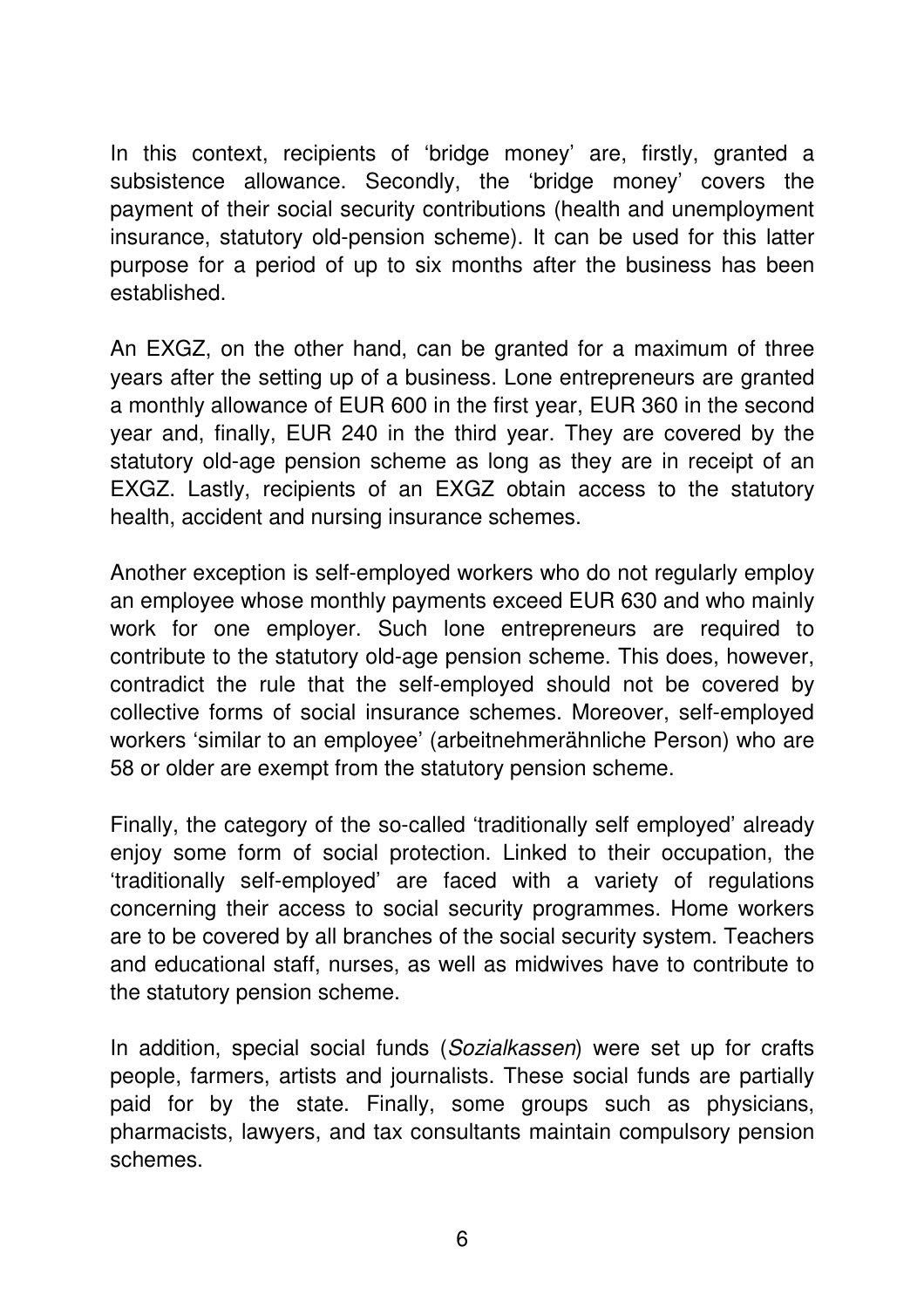In this context, recipients of 'bridge money' are, firstly, granted a subsistence allowance. Secondly, the 'bridge money' covers the payment of their social security contributions (health and unemployment insurance, statutory old-pension scheme). It can be used for this latter purpose for a period of up to six months after the business has been established.

An EXGZ, on the other hand, can be granted for a maximum of three years after the setting up of a business. Lone entrepreneurs are granted a monthly allowance of EUR 600 in the first year, EUR 360 in the second year and, finally, EUR 240 in the third year. They are covered by the statutory old-age pension scheme as long as they are in receipt of an EXGZ. Lastly, recipients of an EXGZ obtain access to the statutory health, accident and nursing insurance schemes.

Another exception is self-employed workers who do not regularly employ an employee whose monthly payments exceed EUR 630 and who mainly work for one employer. Such lone entrepreneurs are required to contribute to the statutory old-age pension scheme. This does, however, contradict the rule that the self-employed should not be covered by collective forms of social insurance schemes. Moreover, self-employed workers 'similar to an employee' (arbeitnehmerähnliche Person) who are 58 or older are exempt from the statutory pension scheme.

Finally, the category of the so-called 'traditionally self employed' already enjoy some form of social protection. Linked to their occupation, the 'traditionally self-employed' are faced with a variety of regulations concerning their access to social security programmes. Home workers are to be covered by all branches of the social security system. Teachers and educational staff, nurses, as well as midwives have to contribute to the statutory pension scheme.

In addition, special social funds (*Sozialkassen*) were set up for crafts people, farmers, artists and journalists. These social funds are partially paid for by the state. Finally, some groups such as physicians, pharmacists, lawyers, and tax consultants maintain compulsory pension schemes.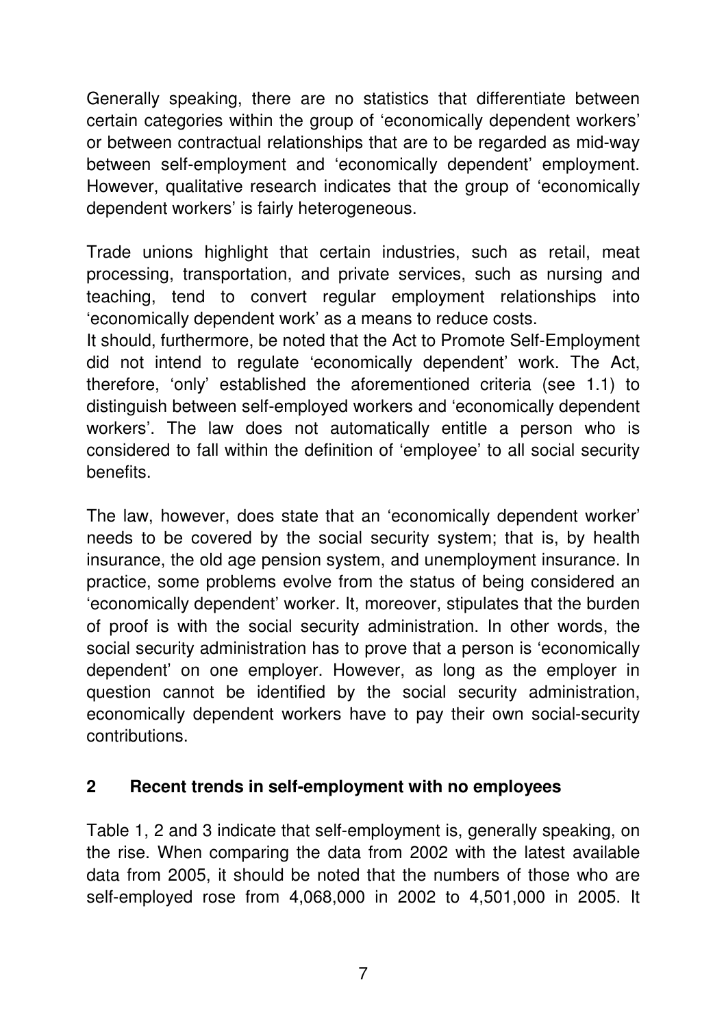Generally speaking, there are no statistics that differentiate between certain categories within the group of 'economically dependent workers' or between contractual relationships that are to be regarded as mid-way between self-employment and 'economically dependent' employment. However, qualitative research indicates that the group of 'economically dependent workers' is fairly heterogeneous.

Trade unions highlight that certain industries, such as retail, meat processing, transportation, and private services, such as nursing and teaching, tend to convert regular employment relationships into 'economically dependent work' as a means to reduce costs.
It should, furthermore, be noted that the Act to Promote Self-Employment did not intend to regulate 'economically dependent' work. The Act, therefore, 'only' established the aforementioned criteria (see 1.1) to distinguish between self-employed workers and 'economically dependent workers'. The law does not automatically entitle a person who is considered to fall within the definition of 'employee' to all social security benefits.

The law, however, does state that an 'economically dependent worker' needs to be covered by the social security system; that is, by health insurance, the old age pension system, and unemployment insurance. In practice, some problems evolve from the status of being considered an 'economically dependent' worker. It, moreover, stipulates that the burden of proof is with the social security administration. In other words, the social security administration has to prove that a person is 'economically dependent' on one employer. However, as long as the employer in question cannot be identified by the social security administration, economically dependent workers have to pay their own social-security contributions.

## 2 Recent trends in self-employment with no employees

Table 1, 2 and 3 indicate that self-employment is, generally speaking, on the rise. When comparing the data from 2002 with the latest available data from 2005, it should be noted that the numbers of those who are self-employed rose from 4,068,000 in 2002 to 4,501,000 in 2005. It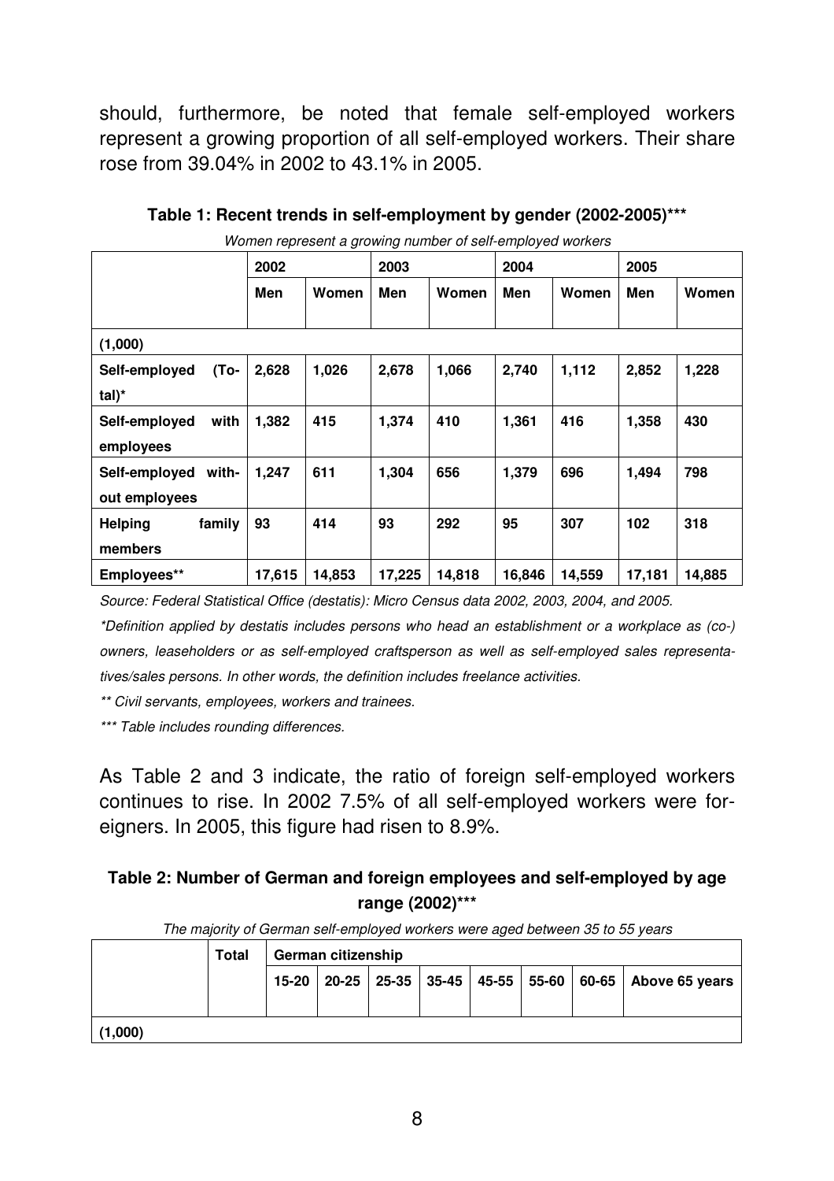should, furthermore, be noted that female self-employed workers represent a growing proportion of all self-employed workers. Their share rose from 39.04% in 2002 to 43.1% in 2005.

**Table 1: Recent trends in self-employment by gender (2002-2005)*****

*Women represent a growing number of self-employed workers*

| | 2002 | | 2003 | | 2004 | | 2005 | |
|---|---|---|---|---|---|---|---|---|
| | **Men** | **Women** | **Men** | **Women** | **Men** | **Women** | **Men** | **Women** |
| **(1,000)** | | | | | | | | |
| **Self-employed (Total)*** | **2,628** | **1,026** | **2,678** | **1,066** | **2,740** | **1,112** | **2,852** | **1,228** |
| **Self-employed with employees** | **1,382** | **415** | **1,374** | **410** | **1,361** | **416** | **1,358** | **430** |
| **Self-employed without employees** | **1,247** | **611** | **1,304** | **656** | **1,379** | **696** | **1,494** | **798** |
| **Helping family members** | **93** | **414** | **93** | **292** | **95** | **307** | **102** | **318** |
| **Employees**** | **17,615** | **14,853** | **17,225** | **14,818** | **16,846** | **14,559** | **17,181** | **14,885** |

*Source: Federal Statistical Office (destatis): Micro Census data 2002, 2003, 2004, and 2005.*

*\*Definition applied by destatis includes persons who head an establishment or a workplace as (co-) owners, leaseholders or as self-employed craftsperson as well as self-employed sales representatives/sales persons. In other words, the definition includes freelance activities.*

*\*\* Civil servants, employees, workers and trainees.*

*\*\*\* Table includes rounding differences.*

As Table 2 and 3 indicate, the ratio of foreign self-employed workers continues to rise. In 2002 7.5% of all self-employed workers were foreigners. In 2005, this figure had risen to 8.9%.

**Table 2: Number of German and foreign employees and self-employed by age range (2002)*****

*The majority of German self-employed workers were aged between 35 to 55 years*

| | **Total** | **German citizenship** | | | | | | | |
|---|---|---|---|---|---|---|---|---|---|
| | | **15-20** | **20-25** | **25-35** | **35-45** | **45-55** | **55-60** | **60-65** | **Above 65 years** |
| **(1,000)** | | | | | | | | | |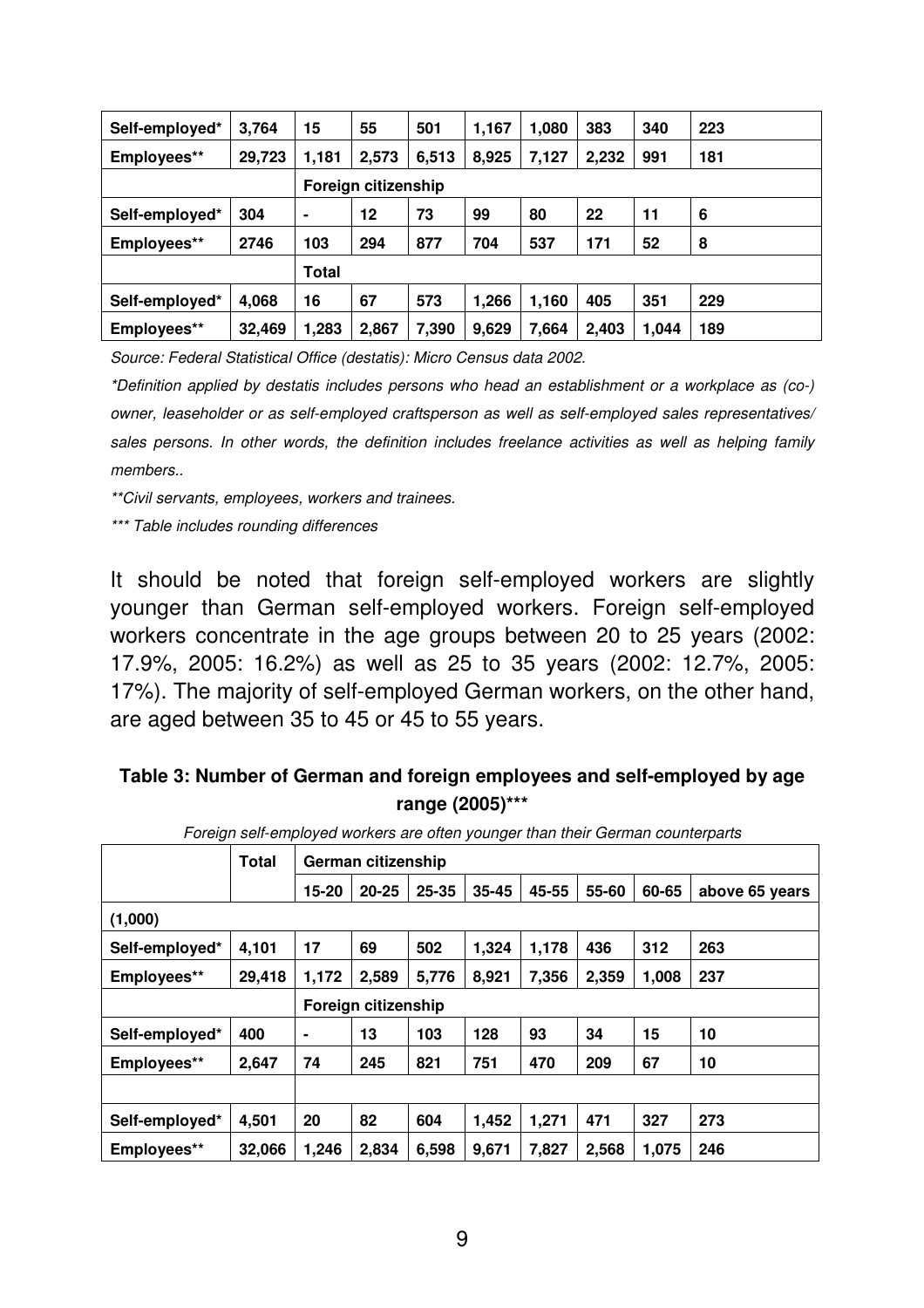| | | | | | | | | | |
|---|---|---|---|---|---|---|---|---|---|
| **Self-employed*** | **3,764** | **15** | **55** | **501** | **1,167** | **1,080** | **383** | **340** | **223** |
| **Employees**** | **29,723** | **1,181** | **2,573** | **6,513** | **8,925** | **7,127** | **2,232** | **991** | **181** |
| | | **Foreign citizenship** | | | | | | | |
| **Self-employed*** | **304** | **-** | **12** | **73** | **99** | **80** | **22** | **11** | **6** |
| **Employees**** | **2746** | **103** | **294** | **877** | **704** | **537** | **171** | **52** | **8** |
| | | **Total** | | | | | | | |
| **Self-employed*** | **4,068** | **16** | **67** | **573** | **1,266** | **1,160** | **405** | **351** | **229** |
| **Employees**** | **32,469** | **1,283** | **2,867** | **7,390** | **9,629** | **7,664** | **2,403** | **1,044** | **189** |

*Source: Federal Statistical Office (destatis): Micro Census data 2002.*

*\*Definition applied by destatis includes persons who head an establishment or a workplace as (co-) owner, leaseholder or as self-employed craftsperson as well as self-employed sales representatives/ sales persons. In other words, the definition includes freelance activities as well as helping family members..*

*\*\*Civil servants, employees, workers and trainees.*

*\*\*\* Table includes rounding differences*

It should be noted that foreign self-employed workers are slightly younger than German self-employed workers. Foreign self-employed workers concentrate in the age groups between 20 to 25 years (2002: 17.9%, 2005: 16.2%) as well as 25 to 35 years (2002: 12.7%, 2005: 17%). The majority of self-employed German workers, on the other hand, are aged between 35 to 45 or 45 to 55 years.

**Table 3: Number of German and foreign employees and self-employed by age range (2005)*****

*Foreign self-employed workers are often younger than their German counterparts*

| | **Total** | **German citizenship** | | | | | | | |
|---|---|---|---|---|---|---|---|---|---|
| | | **15-20** | **20-25** | **25-35** | **35-45** | **45-55** | **55-60** | **60-65** | **above 65 years** |
| **(1,000)** | | | | | | | | | |
| **Self-employed*** | **4,101** | **17** | **69** | **502** | **1,324** | **1,178** | **436** | **312** | **263** |
| **Employees**** | **29,418** | **1,172** | **2,589** | **5,776** | **8,921** | **7,356** | **2,359** | **1,008** | **237** |
| | | **Foreign citizenship** | | | | | | | |
| **Self-employed*** | **400** | **-** | **13** | **103** | **128** | **93** | **34** | **15** | **10** |
| **Employees**** | **2,647** | **74** | **245** | **821** | **751** | **470** | **209** | **67** | **10** |
| | | | | | | | | | |
| **Self-employed*** | **4,501** | **20** | **82** | **604** | **1,452** | **1,271** | **471** | **327** | **273** |
| **Employees**** | **32,066** | **1,246** | **2,834** | **6,598** | **9,671** | **7,827** | **2,568** | **1,075** | **246** |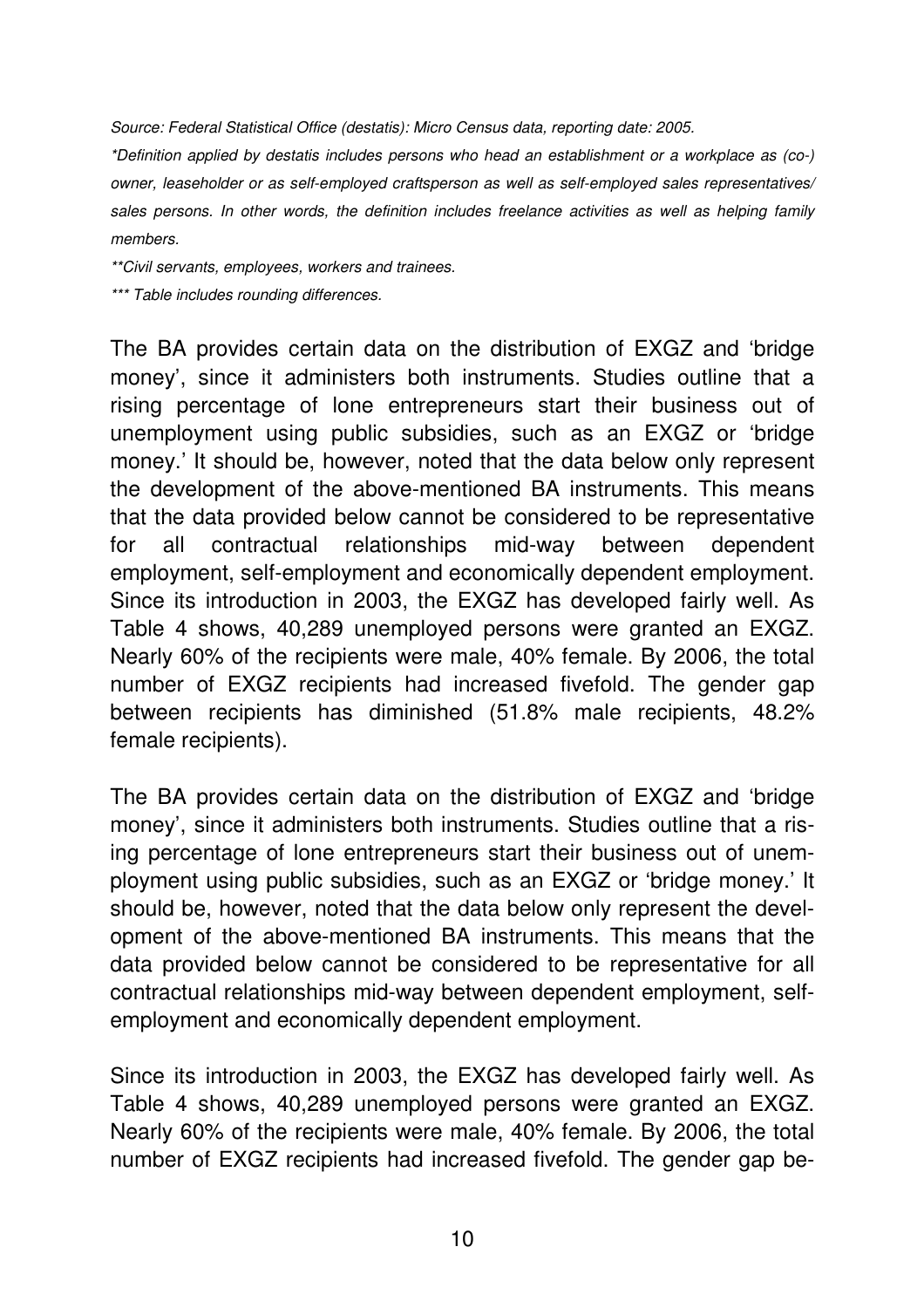*Source: Federal Statistical Office (destatis): Micro Census data, reporting date: 2005.*

*\*Definition applied by destatis includes persons who head an establishment or a workplace as (co-) owner, leaseholder or as self-employed craftsperson as well as self-employed sales representatives/ sales persons. In other words, the definition includes freelance activities as well as helping family members.*

*\*\*Civil servants, employees, workers and trainees.*

*\*\*\* Table includes rounding differences.*

The BA provides certain data on the distribution of EXGZ and 'bridge money', since it administers both instruments. Studies outline that a rising percentage of lone entrepreneurs start their business out of unemployment using public subsidies, such as an EXGZ or 'bridge money.' It should be, however, noted that the data below only represent the development of the above-mentioned BA instruments. This means that the data provided below cannot be considered to be representative for all contractual relationships mid-way between dependent employment, self-employment and economically dependent employment. Since its introduction in 2003, the EXGZ has developed fairly well. As Table 4 shows, 40,289 unemployed persons were granted an EXGZ. Nearly 60% of the recipients were male, 40% female. By 2006, the total number of EXGZ recipients had increased fivefold. The gender gap between recipients has diminished (51.8% male recipients, 48.2% female recipients).

The BA provides certain data on the distribution of EXGZ and 'bridge money', since it administers both instruments. Studies outline that a rising percentage of lone entrepreneurs start their business out of unemployment using public subsidies, such as an EXGZ or 'bridge money.' It should be, however, noted that the data below only represent the development of the above-mentioned BA instruments. This means that the data provided below cannot be considered to be representative for all contractual relationships mid-way between dependent employment, self-employment and economically dependent employment.

Since its introduction in 2003, the EXGZ has developed fairly well. As Table 4 shows, 40,289 unemployed persons were granted an EXGZ. Nearly 60% of the recipients were male, 40% female. By 2006, the total number of EXGZ recipients had increased fivefold. The gender gap be-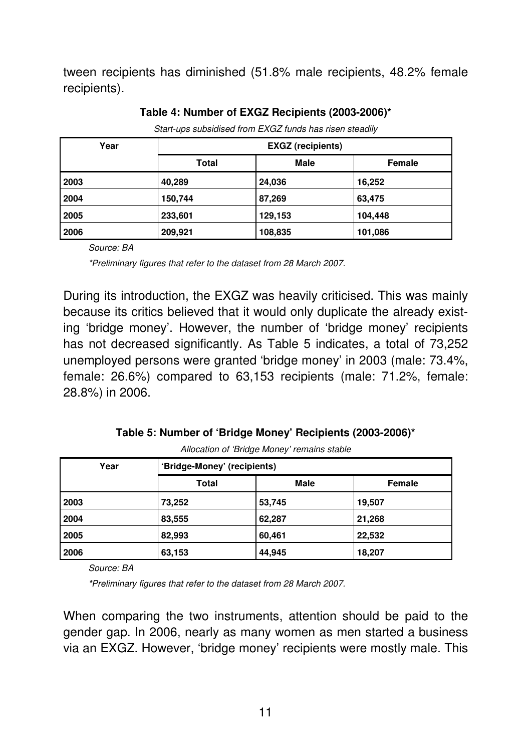tween recipients has diminished (51.8% male recipients, 48.2% female recipients).

**Table 4: Number of EXGZ Recipients (2003-2006)***

*Start-ups subsidised from EXGZ funds has risen steadily*

| Year | EXGZ (recipients) | | |
|---|---|---|---|
| | Total | Male | Female |
| 2003 | 40,289 | 24,036 | 16,252 |
| 2004 | 150,744 | 87,269 | 63,475 |
| 2005 | 233,601 | 129,153 | 104,448 |
| 2006 | 209,921 | 108,835 | 101,086 |

*Source: BA*

*\*Preliminary figures that refer to the dataset from 28 March 2007.*

During its introduction, the EXGZ was heavily criticised. This was mainly because its critics believed that it would only duplicate the already existing 'bridge money'. However, the number of 'bridge money' recipients has not decreased significantly. As Table 5 indicates, a total of 73,252 unemployed persons were granted 'bridge money' in 2003 (male: 73.4%, female: 26.6%) compared to 63,153 recipients (male: 71.2%, female: 28.8%) in 2006.

**Table 5: Number of 'Bridge Money' Recipients (2003-2006)***

*Allocation of 'Bridge Money' remains stable*

| Year | 'Bridge-Money' (recipients) | | |
|---|---|---|---|
| | Total | Male | Female |
| 2003 | 73,252 | 53,745 | 19,507 |
| 2004 | 83,555 | 62,287 | 21,268 |
| 2005 | 82,993 | 60,461 | 22,532 |
| 2006 | 63,153 | 44,945 | 18,207 |

*Source: BA*

*\*Preliminary figures that refer to the dataset from 28 March 2007.*

When comparing the two instruments, attention should be paid to the gender gap. In 2006, nearly as many women as men started a business via an EXGZ. However, 'bridge money' recipients were mostly male. This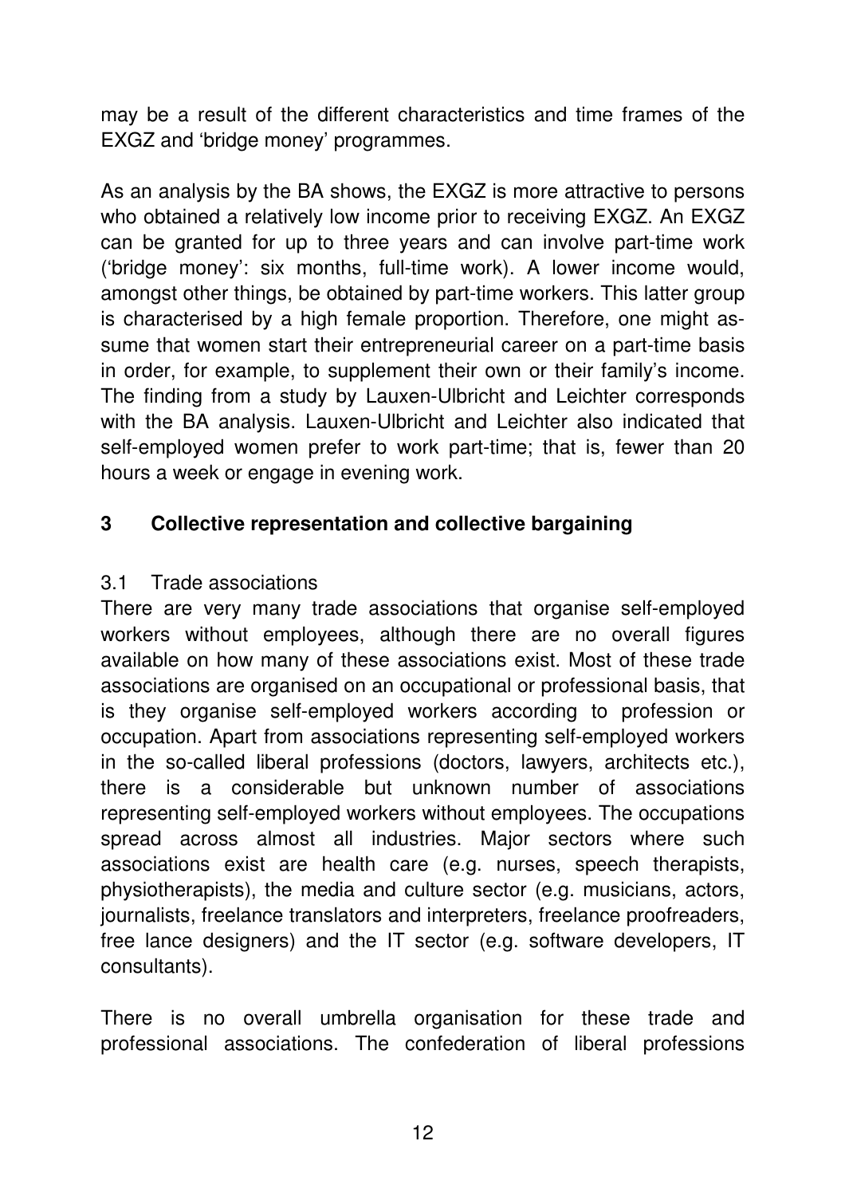may be a result of the different characteristics and time frames of the EXGZ and 'bridge money' programmes.

As an analysis by the BA shows, the EXGZ is more attractive to persons who obtained a relatively low income prior to receiving EXGZ. An EXGZ can be granted for up to three years and can involve part-time work ('bridge money': six months, full-time work). A lower income would, amongst other things, be obtained by part-time workers. This latter group is characterised by a high female proportion. Therefore, one might assume that women start their entrepreneurial career on a part-time basis in order, for example, to supplement their own or their family's income. The finding from a study by Lauxen-Ulbricht and Leichter corresponds with the BA analysis. Lauxen-Ulbricht and Leichter also indicated that self-employed women prefer to work part-time; that is, fewer than 20 hours a week or engage in evening work.

## 3 Collective representation and collective bargaining

### 3.1 Trade associations

There are very many trade associations that organise self-employed workers without employees, although there are no overall figures available on how many of these associations exist. Most of these trade associations are organised on an occupational or professional basis, that is they organise self-employed workers according to profession or occupation. Apart from associations representing self-employed workers in the so-called liberal professions (doctors, lawyers, architects etc.), there is a considerable but unknown number of associations representing self-employed workers without employees. The occupations spread across almost all industries. Major sectors where such associations exist are health care (e.g. nurses, speech therapists, physiotherapists), the media and culture sector (e.g. musicians, actors, journalists, freelance translators and interpreters, freelance proofreaders, free lance designers) and the IT sector (e.g. software developers, IT consultants).

There is no overall umbrella organisation for these trade and professional associations. The confederation of liberal professions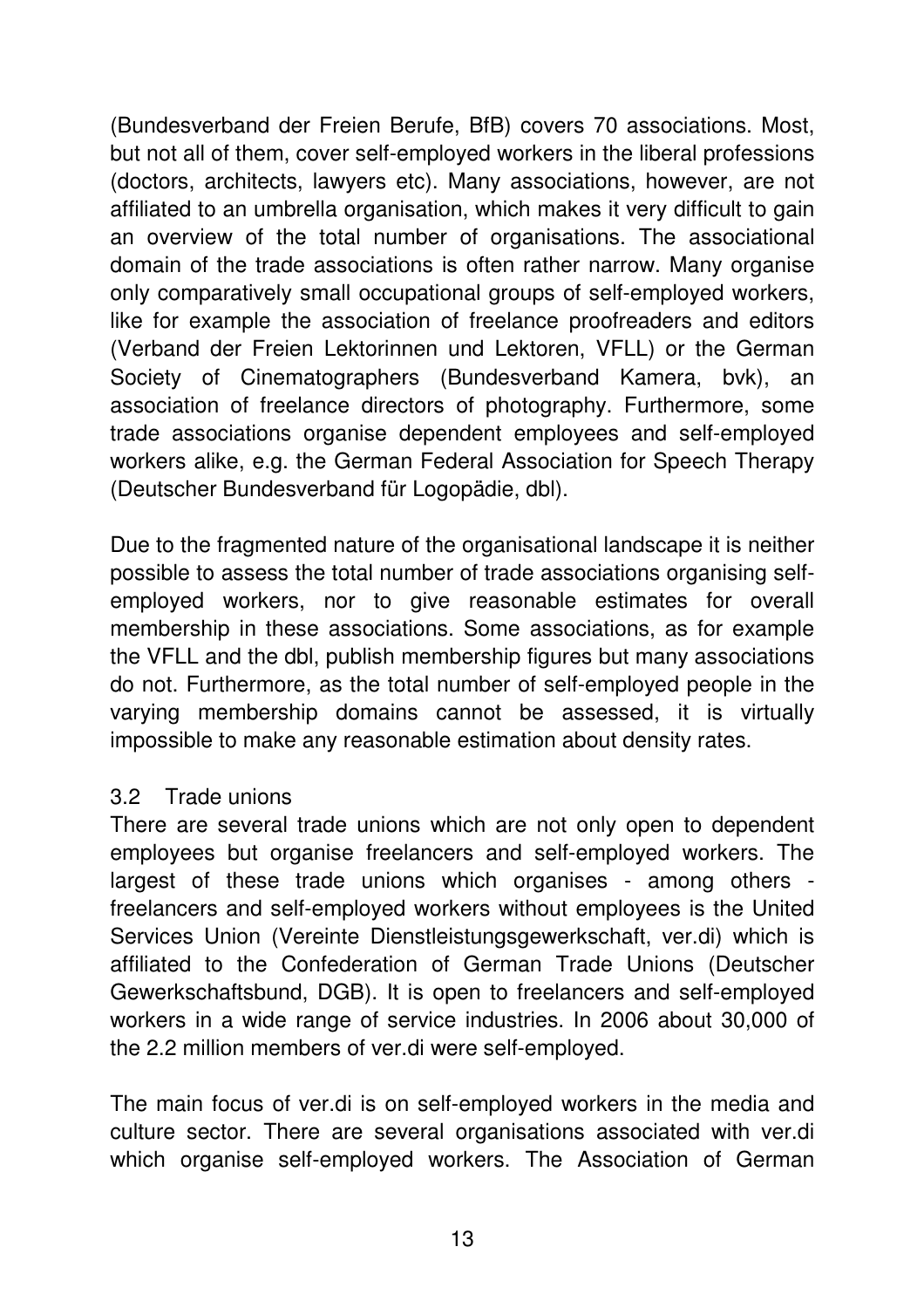(Bundesverband der Freien Berufe, BfB) covers 70 associations. Most, but not all of them, cover self-employed workers in the liberal professions (doctors, architects, lawyers etc). Many associations, however, are not affiliated to an umbrella organisation, which makes it very difficult to gain an overview of the total number of organisations. The associational domain of the trade associations is often rather narrow. Many organise only comparatively small occupational groups of self-employed workers, like for example the association of freelance proofreaders and editors (Verband der Freien Lektorinnen und Lektoren, VFLL) or the German Society of Cinematographers (Bundesverband Kamera, bvk), an association of freelance directors of photography. Furthermore, some trade associations organise dependent employees and self-employed workers alike, e.g. the German Federal Association for Speech Therapy (Deutscher Bundesverband für Logopädie, dbl).

Due to the fragmented nature of the organisational landscape it is neither possible to assess the total number of trade associations organising self-employed workers, nor to give reasonable estimates for overall membership in these associations. Some associations, as for example the VFLL and the dbl, publish membership figures but many associations do not. Furthermore, as the total number of self-employed people in the varying membership domains cannot be assessed, it is virtually impossible to make any reasonable estimation about density rates.

### 3.2 Trade unions

There are several trade unions which are not only open to dependent employees but organise freelancers and self-employed workers. The largest of these trade unions which organises - among others - freelancers and self-employed workers without employees is the United Services Union (Vereinte Dienstleistungsgewerkschaft, ver.di) which is affiliated to the Confederation of German Trade Unions (Deutscher Gewerkschaftsbund, DGB). It is open to freelancers and self-employed workers in a wide range of service industries. In 2006 about 30,000 of the 2.2 million members of ver.di were self-employed.

The main focus of ver.di is on self-employed workers in the media and culture sector. There are several organisations associated with ver.di which organise self-employed workers. The Association of German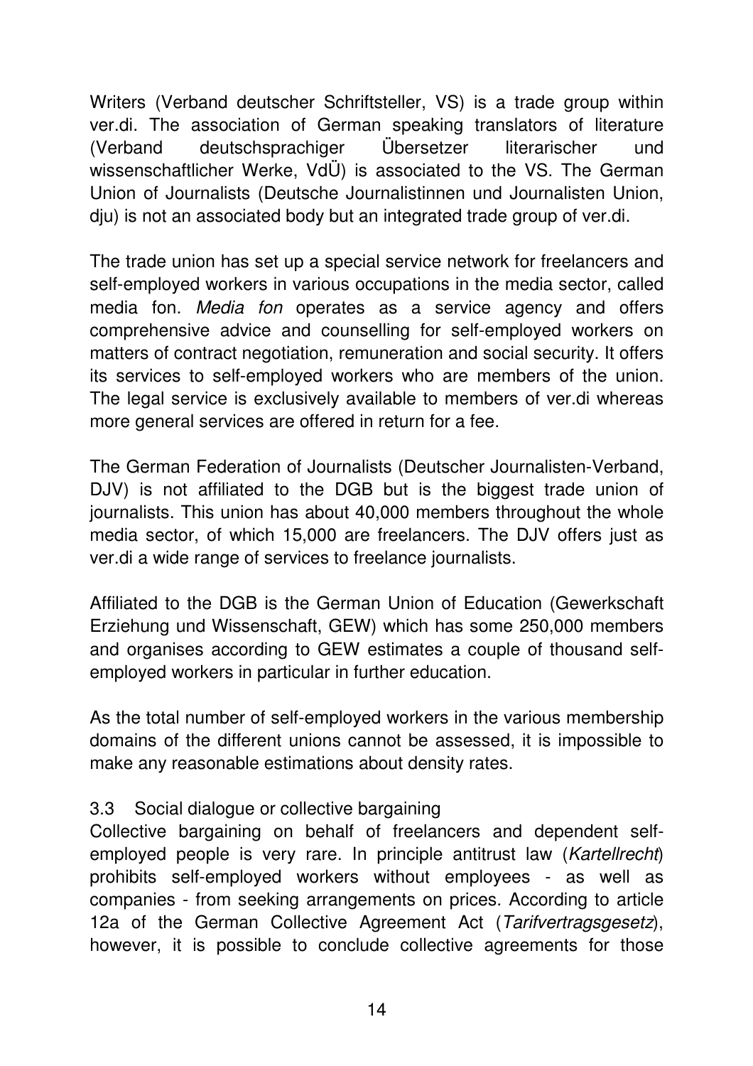Writers (Verband deutscher Schriftsteller, VS) is a trade group within ver.di. The association of German speaking translators of literature (Verband deutschsprachiger Übersetzer literarischer und wissenschaftlicher Werke, VdÜ) is associated to the VS. The German Union of Journalists (Deutsche Journalistinnen und Journalisten Union, dju) is not an associated body but an integrated trade group of ver.di.

The trade union has set up a special service network for freelancers and self-employed workers in various occupations in the media sector, called media fon. *Media fon* operates as a service agency and offers comprehensive advice and counselling for self-employed workers on matters of contract negotiation, remuneration and social security. It offers its services to self-employed workers who are members of the union. The legal service is exclusively available to members of ver.di whereas more general services are offered in return for a fee.

The German Federation of Journalists (Deutscher Journalisten-Verband, DJV) is not affiliated to the DGB but is the biggest trade union of journalists. This union has about 40,000 members throughout the whole media sector, of which 15,000 are freelancers. The DJV offers just as ver.di a wide range of services to freelance journalists.

Affiliated to the DGB is the German Union of Education (Gewerkschaft Erziehung und Wissenschaft, GEW) which has some 250,000 members and organises according to GEW estimates a couple of thousand self-employed workers in particular in further education.

As the total number of self-employed workers in the various membership domains of the different unions cannot be assessed, it is impossible to make any reasonable estimations about density rates.

### 3.3 Social dialogue or collective bargaining

Collective bargaining on behalf of freelancers and dependent self-employed people is very rare. In principle antitrust law (*Kartellrecht*) prohibits self-employed workers without employees - as well as companies - from seeking arrangements on prices. According to article 12a of the German Collective Agreement Act (*Tarifvertragsgesetz*), however, it is possible to conclude collective agreements for those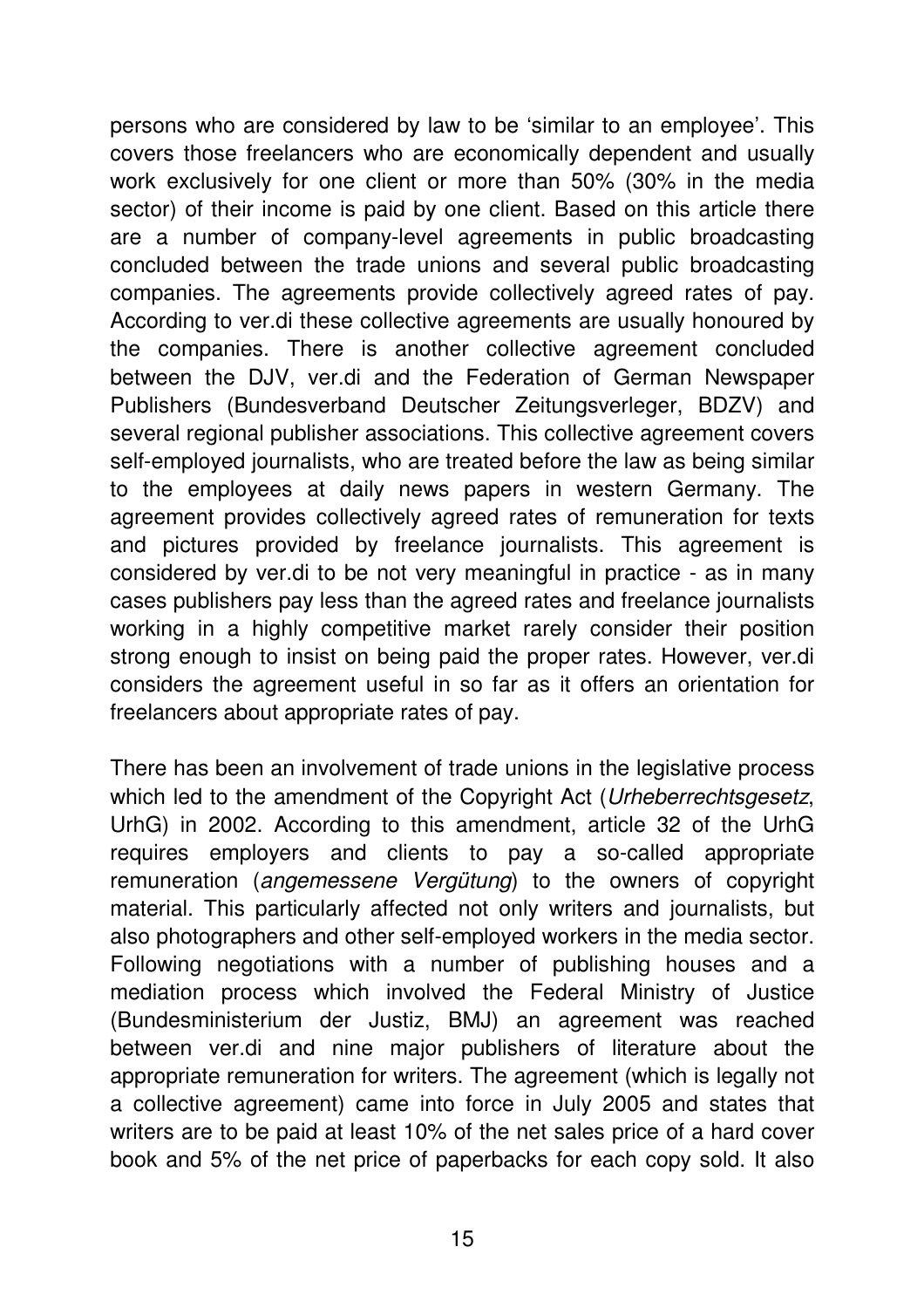persons who are considered by law to be 'similar to an employee'. This covers those freelancers who are economically dependent and usually work exclusively for one client or more than 50% (30% in the media sector) of their income is paid by one client. Based on this article there are a number of company-level agreements in public broadcasting concluded between the trade unions and several public broadcasting companies. The agreements provide collectively agreed rates of pay. According to ver.di these collective agreements are usually honoured by the companies. There is another collective agreement concluded between the DJV, ver.di and the Federation of German Newspaper Publishers (Bundesverband Deutscher Zeitungsverleger, BDZV) and several regional publisher associations. This collective agreement covers self-employed journalists, who are treated before the law as being similar to the employees at daily news papers in western Germany. The agreement provides collectively agreed rates of remuneration for texts and pictures provided by freelance journalists. This agreement is considered by ver.di to be not very meaningful in practice - as in many cases publishers pay less than the agreed rates and freelance journalists working in a highly competitive market rarely consider their position strong enough to insist on being paid the proper rates. However, ver.di considers the agreement useful in so far as it offers an orientation for freelancers about appropriate rates of pay.

There has been an involvement of trade unions in the legislative process which led to the amendment of the Copyright Act (*Urheberrechtsgesetz*, UrhG) in 2002. According to this amendment, article 32 of the UrhG requires employers and clients to pay a so-called appropriate remuneration (*angemessene Vergütung*) to the owners of copyright material. This particularly affected not only writers and journalists, but also photographers and other self-employed workers in the media sector. Following negotiations with a number of publishing houses and a mediation process which involved the Federal Ministry of Justice (Bundesministerium der Justiz, BMJ) an agreement was reached between ver.di and nine major publishers of literature about the appropriate remuneration for writers. The agreement (which is legally not a collective agreement) came into force in July 2005 and states that writers are to be paid at least 10% of the net sales price of a hard cover book and 5% of the net price of paperbacks for each copy sold. It also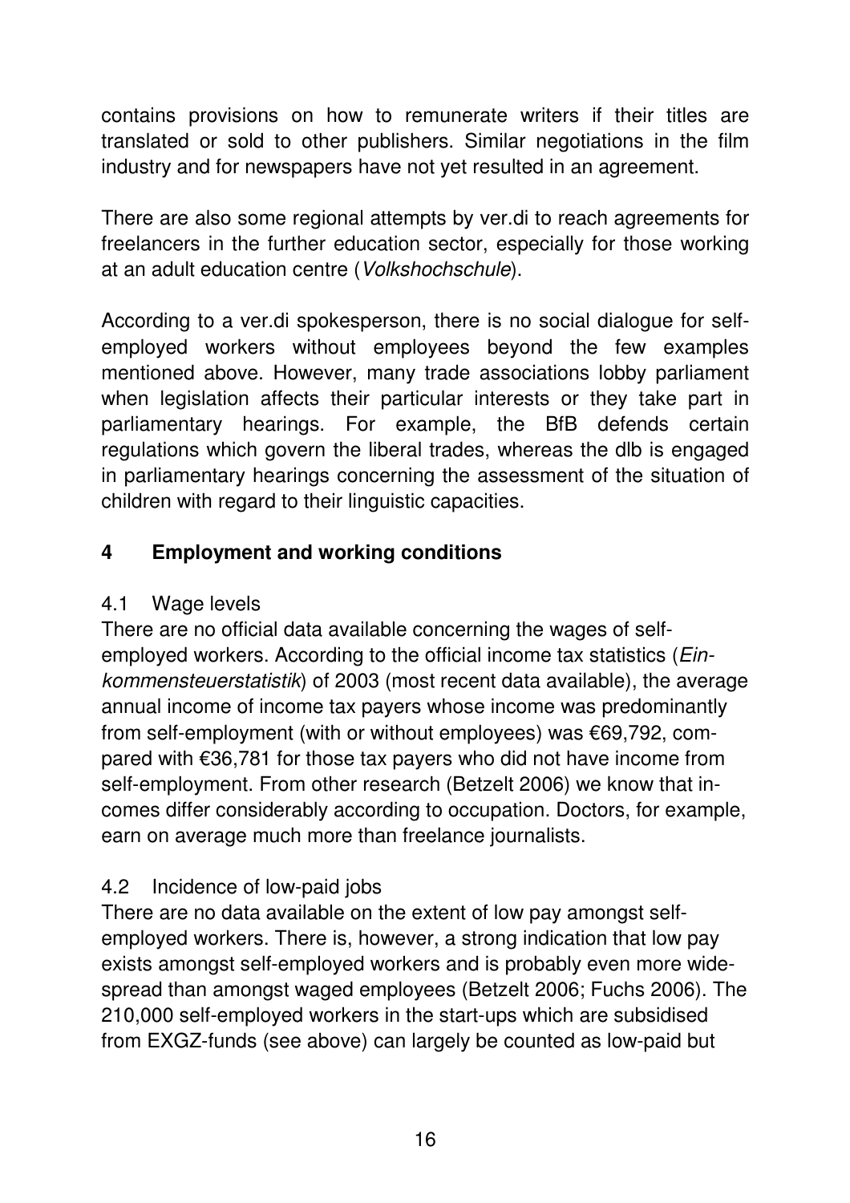contains provisions on how to remunerate writers if their titles are translated or sold to other publishers. Similar negotiations in the film industry and for newspapers have not yet resulted in an agreement.

There are also some regional attempts by ver.di to reach agreements for freelancers in the further education sector, especially for those working at an adult education centre (*Volkshochschule*).

According to a ver.di spokesperson, there is no social dialogue for self-employed workers without employees beyond the few examples mentioned above. However, many trade associations lobby parliament when legislation affects their particular interests or they take part in parliamentary hearings. For example, the BfB defends certain regulations which govern the liberal trades, whereas the dlb is engaged in parliamentary hearings concerning the assessment of the situation of children with regard to their linguistic capacities.

## 4 Employment and working conditions

### 4.1 Wage levels

There are no official data available concerning the wages of self-employed workers. According to the official income tax statistics (*Einkommensteuerstatistik*) of 2003 (most recent data available), the average annual income of income tax payers whose income was predominantly from self-employment (with or without employees) was €69,792, compared with €36,781 for those tax payers who did not have income from self-employment. From other research (Betzelt 2006) we know that incomes differ considerably according to occupation. Doctors, for example, earn on average much more than freelance journalists.

### 4.2 Incidence of low-paid jobs

There are no data available on the extent of low pay amongst self-employed workers. There is, however, a strong indication that low pay exists amongst self-employed workers and is probably even more widespread than amongst waged employees (Betzelt 2006; Fuchs 2006). The 210,000 self-employed workers in the start-ups which are subsidised from EXGZ-funds (see above) can largely be counted as low-paid but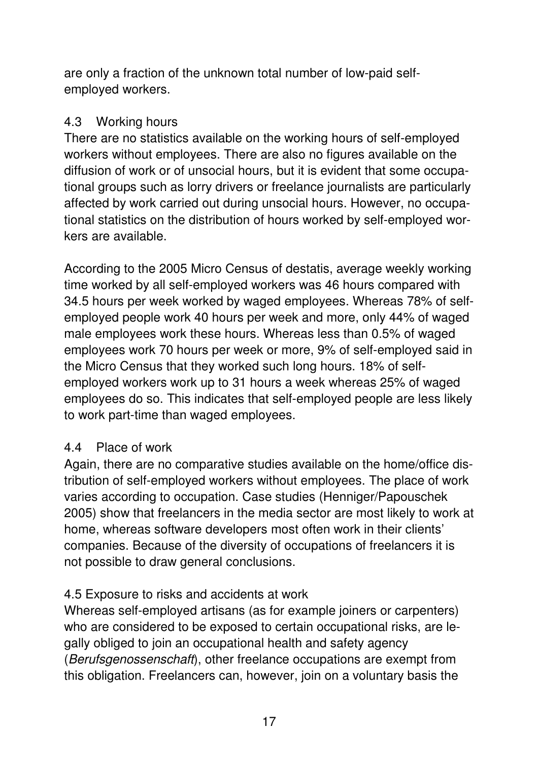are only a fraction of the unknown total number of low-paid self-employed workers.

### 4.3 Working hours

There are no statistics available on the working hours of self-employed workers without employees. There are also no figures available on the diffusion of work or of unsocial hours, but it is evident that some occupational groups such as lorry drivers or freelance journalists are particularly affected by work carried out during unsocial hours. However, no occupational statistics on the distribution of hours worked by self-employed workers are available.

According to the 2005 Micro Census of destatis, average weekly working time worked by all self-employed workers was 46 hours compared with 34.5 hours per week worked by waged employees. Whereas 78% of self-employed people work 40 hours per week and more, only 44% of waged male employees work these hours. Whereas less than 0.5% of waged employees work 70 hours per week or more, 9% of self-employed said in the Micro Census that they worked such long hours. 18% of self-employed workers work up to 31 hours a week whereas 25% of waged employees do so. This indicates that self-employed people are less likely to work part-time than waged employees.

### 4.4 Place of work

Again, there are no comparative studies available on the home/office distribution of self-employed workers without employees. The place of work varies according to occupation. Case studies (Henniger/Papouschek 2005) show that freelancers in the media sector are most likely to work at home, whereas software developers most often work in their clients' companies. Because of the diversity of occupations of freelancers it is not possible to draw general conclusions.

### 4.5 Exposure to risks and accidents at work

Whereas self-employed artisans (as for example joiners or carpenters) who are considered to be exposed to certain occupational risks, are legally obliged to join an occupational health and safety agency (*Berufsgenossenschaft*), other freelance occupations are exempt from this obligation. Freelancers can, however, join on a voluntary basis the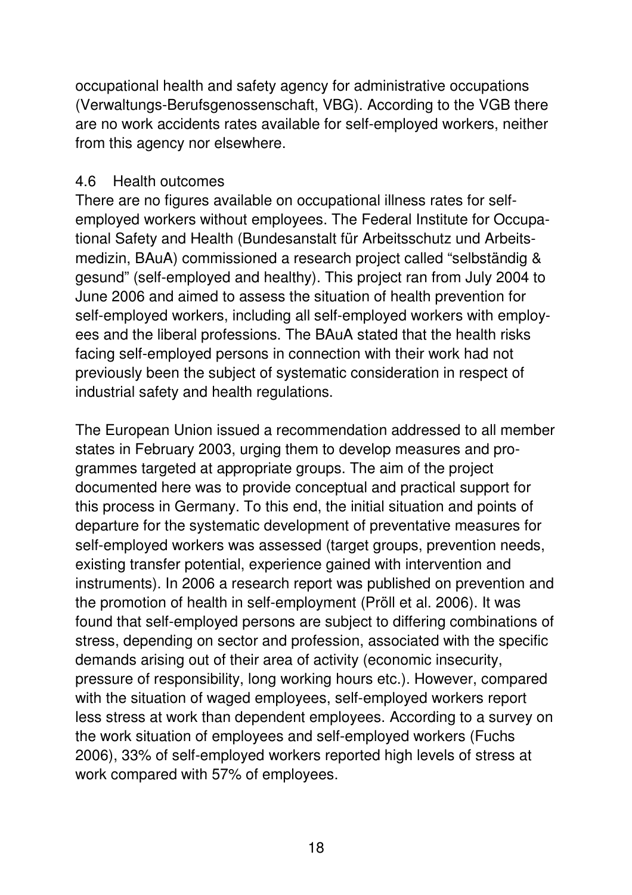occupational health and safety agency for administrative occupations (Verwaltungs-Berufsgenossenschaft, VBG). According to the VGB there are no work accidents rates available for self-employed workers, neither from this agency nor elsewhere.

### 4.6 Health outcomes

There are no figures available on occupational illness rates for self-employed workers without employees. The Federal Institute for Occupational Safety and Health (Bundesanstalt für Arbeitsschutz und Arbeitsmedizin, BAuA) commissioned a research project called "selbständig & gesund" (self-employed and healthy). This project ran from July 2004 to June 2006 and aimed to assess the situation of health prevention for self-employed workers, including all self-employed workers with employees and the liberal professions. The BAuA stated that the health risks facing self-employed persons in connection with their work had not previously been the subject of systematic consideration in respect of industrial safety and health regulations.

The European Union issued a recommendation addressed to all member states in February 2003, urging them to develop measures and programmes targeted at appropriate groups. The aim of the project documented here was to provide conceptual and practical support for this process in Germany. To this end, the initial situation and points of departure for the systematic development of preventative measures for self-employed workers was assessed (target groups, prevention needs, existing transfer potential, experience gained with intervention and instruments). In 2006 a research report was published on prevention and the promotion of health in self-employment (Pröll et al. 2006). It was found that self-employed persons are subject to differing combinations of stress, depending on sector and profession, associated with the specific demands arising out of their area of activity (economic insecurity, pressure of responsibility, long working hours etc.). However, compared with the situation of waged employees, self-employed workers report less stress at work than dependent employees. According to a survey on the work situation of employees and self-employed workers (Fuchs 2006), 33% of self-employed workers reported high levels of stress at work compared with 57% of employees.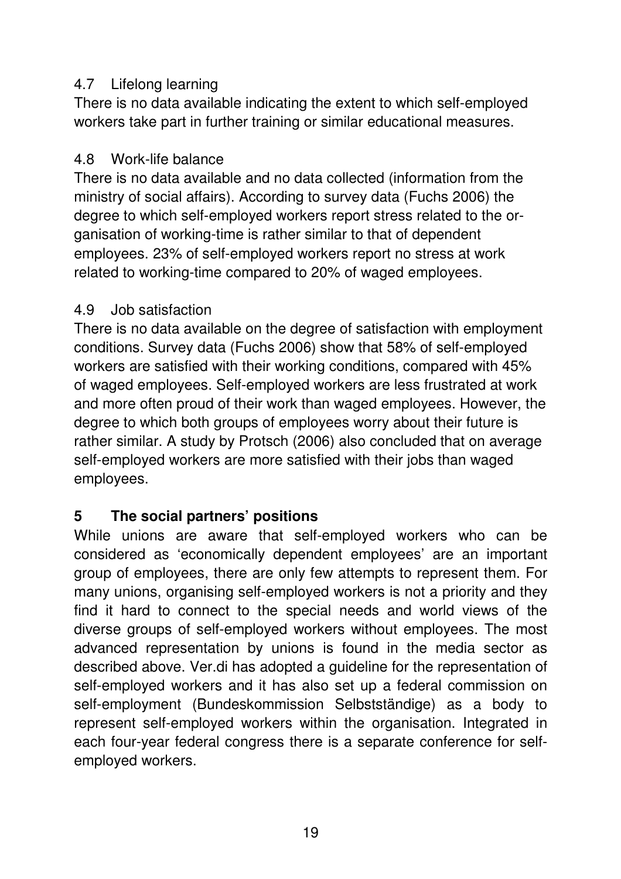### 4.7 Lifelong learning

There is no data available indicating the extent to which self-employed workers take part in further training or similar educational measures.

### 4.8 Work-life balance

There is no data available and no data collected (information from the ministry of social affairs). According to survey data (Fuchs 2006) the degree to which self-employed workers report stress related to the organisation of working-time is rather similar to that of dependent employees. 23% of self-employed workers report no stress at work related to working-time compared to 20% of waged employees.

### 4.9 Job satisfaction

There is no data available on the degree of satisfaction with employment conditions. Survey data (Fuchs 2006) show that 58% of self-employed workers are satisfied with their working conditions, compared with 45% of waged employees. Self-employed workers are less frustrated at work and more often proud of their work than waged employees. However, the degree to which both groups of employees worry about their future is rather similar. A study by Protsch (2006) also concluded that on average self-employed workers are more satisfied with their jobs than waged employees.

## 5 The social partners' positions

While unions are aware that self-employed workers who can be considered as 'economically dependent employees' are an important group of employees, there are only few attempts to represent them. For many unions, organising self-employed workers is not a priority and they find it hard to connect to the special needs and world views of the diverse groups of self-employed workers without employees. The most advanced representation by unions is found in the media sector as described above. Ver.di has adopted a guideline for the representation of self-employed workers and it has also set up a federal commission on self-employment (Bundeskommission Selbstständige) as a body to represent self-employed workers within the organisation. Integrated in each four-year federal congress there is a separate conference for self-employed workers.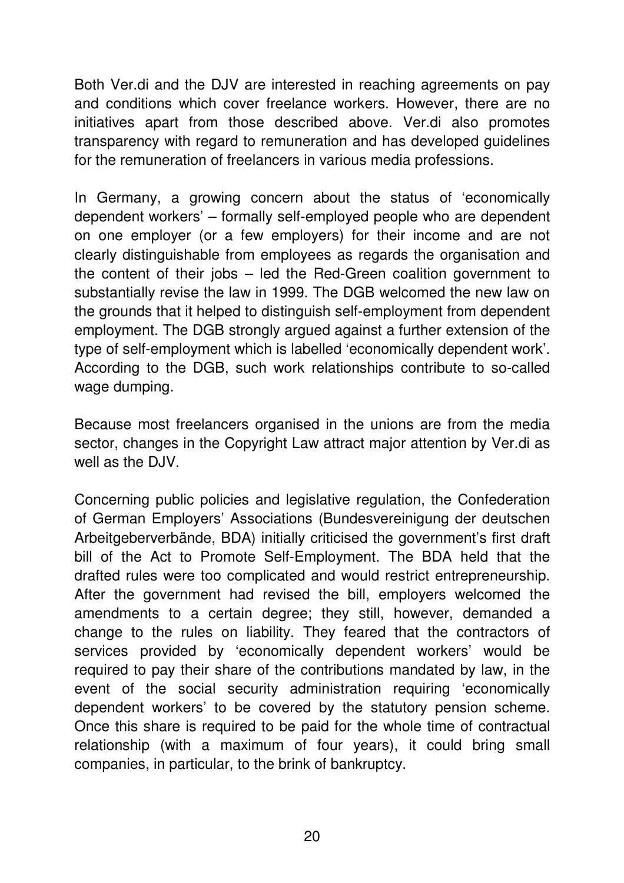Both Ver.di and the DJV are interested in reaching agreements on pay and conditions which cover freelance workers. However, there are no initiatives apart from those described above. Ver.di also promotes transparency with regard to remuneration and has developed guidelines for the remuneration of freelancers in various media professions.

In Germany, a growing concern about the status of 'economically dependent workers' – formally self-employed people who are dependent on one employer (or a few employers) for their income and are not clearly distinguishable from employees as regards the organisation and the content of their jobs – led the Red-Green coalition government to substantially revise the law in 1999. The DGB welcomed the new law on the grounds that it helped to distinguish self-employment from dependent employment. The DGB strongly argued against a further extension of the type of self-employment which is labelled 'economically dependent work'. According to the DGB, such work relationships contribute to so-called wage dumping.

Because most freelancers organised in the unions are from the media sector, changes in the Copyright Law attract major attention by Ver.di as well as the DJV.

Concerning public policies and legislative regulation, the Confederation of German Employers' Associations (Bundesvereinigung der deutschen Arbeitgeberverbände, BDA) initially criticised the government's first draft bill of the Act to Promote Self-Employment. The BDA held that the drafted rules were too complicated and would restrict entrepreneurship. After the government had revised the bill, employers welcomed the amendments to a certain degree; they still, however, demanded a change to the rules on liability. They feared that the contractors of services provided by 'economically dependent workers' would be required to pay their share of the contributions mandated by law, in the event of the social security administration requiring 'economically dependent workers' to be covered by the statutory pension scheme. Once this share is required to be paid for the whole time of contractual relationship (with a maximum of four years), it could bring small companies, in particular, to the brink of bankruptcy.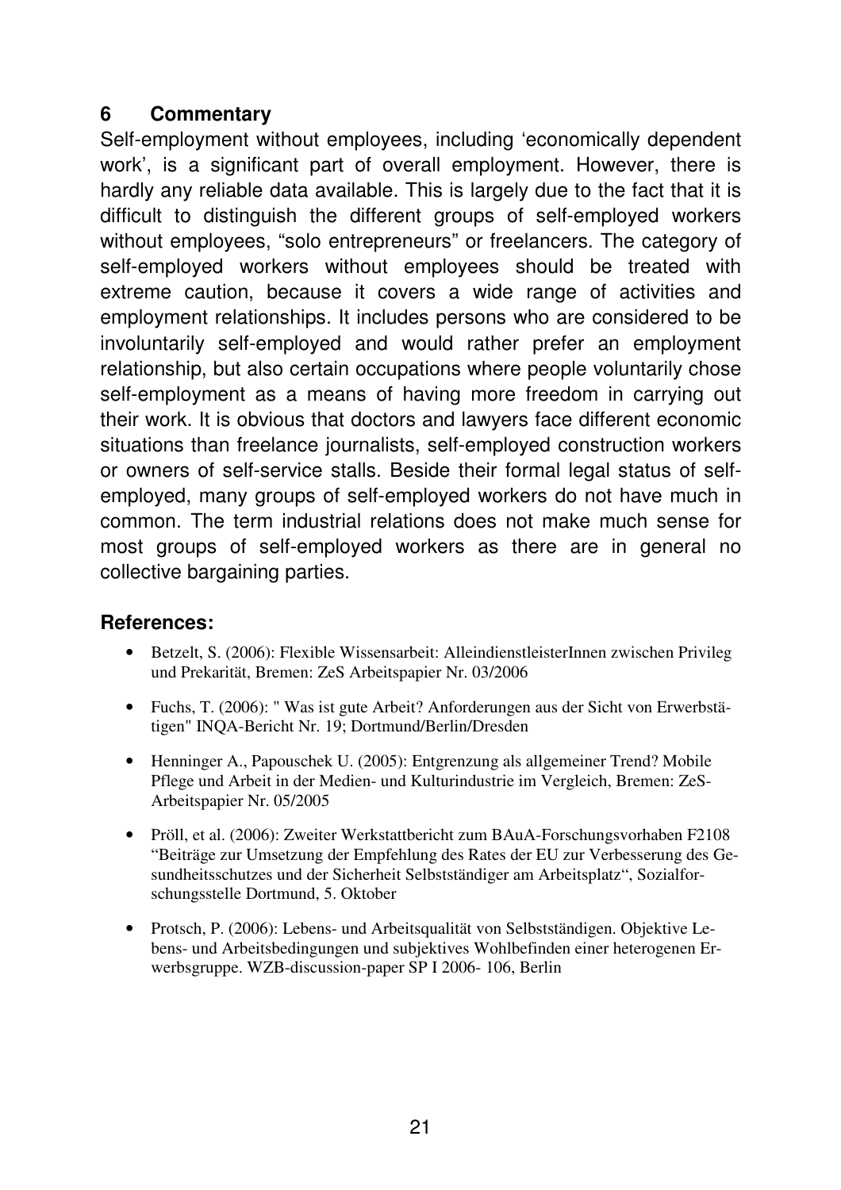## 6 Commentary

Self-employment without employees, including 'economically dependent work', is a significant part of overall employment. However, there is hardly any reliable data available. This is largely due to the fact that it is difficult to distinguish the different groups of self-employed workers without employees, "solo entrepreneurs" or freelancers. The category of self-employed workers without employees should be treated with extreme caution, because it covers a wide range of activities and employment relationships. It includes persons who are considered to be involuntarily self-employed and would rather prefer an employment relationship, but also certain occupations where people voluntarily chose self-employment as a means of having more freedom in carrying out their work. It is obvious that doctors and lawyers face different economic situations than freelance journalists, self-employed construction workers or owners of self-service stalls. Beside their formal legal status of self-employed, many groups of self-employed workers do not have much in common. The term industrial relations does not make much sense for most groups of self-employed workers as there are in general no collective bargaining parties.

### References:

- Betzelt, S. (2006): Flexible Wissensarbeit: AlleindienstleisterInnen zwischen Privileg und Prekarität, Bremen: ZeS Arbeitspapier Nr. 03/2006
- Fuchs, T. (2006): " Was ist gute Arbeit? Anforderungen aus der Sicht von Erwerbstätigen" INQA-Bericht Nr. 19; Dortmund/Berlin/Dresden
- Henninger A., Papouschek U. (2005): Entgrenzung als allgemeiner Trend? Mobile Pflege und Arbeit in der Medien- und Kulturindustrie im Vergleich, Bremen: ZeS-Arbeitspapier Nr. 05/2005
- Pröll, et al. (2006): Zweiter Werkstattbericht zum BAuA-Forschungsvorhaben F2108 "Beiträge zur Umsetzung der Empfehlung des Rates der EU zur Verbesserung des Gesundheitsschutzes und der Sicherheit Selbstständiger am Arbeitsplatz", Sozialforschungsstelle Dortmund, 5. Oktober
- Protsch, P. (2006): Lebens- und Arbeitsqualität von Selbstständigen. Objektive Lebens- und Arbeitsbedingungen und subjektives Wohlbefinden einer heterogenen Erwerbsgruppe. WZB-discussion-paper SP I 2006- 106, Berlin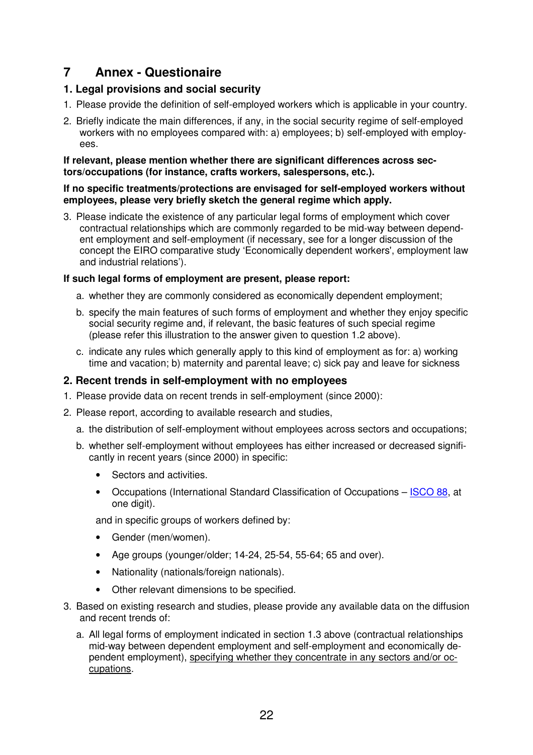# 7 Annex - Questionaire

## 1. Legal provisions and social security

1. Please provide the definition of self-employed workers which is applicable in your country.
2. Briefly indicate the main differences, if any, in the social security regime of self-employed workers with no employees compared with: a) employees; b) self-employed with employees.

**If relevant, please mention whether there are significant differences across sectors/occupations (for instance, crafts workers, salespersons, etc.).**

**If no specific treatments/protections are envisaged for self-employed workers without employees, please very briefly sketch the general regime which apply.**

3. Please indicate the existence of any particular legal forms of employment which cover contractual relationships which are commonly regarded to be mid-way between dependent employment and self-employment (if necessary, see for a longer discussion of the concept the EIRO comparative study 'Economically dependent workers', employment law and industrial relations').

**If such legal forms of employment are present, please report:**

a. whether they are commonly considered as economically dependent employment;

b. specify the main features of such forms of employment and whether they enjoy specific social security regime and, if relevant, the basic features of such special regime (please refer this illustration to the answer given to question 1.2 above).

c. indicate any rules which generally apply to this kind of employment as for: a) working time and vacation; b) maternity and parental leave; c) sick pay and leave for sickness

## 2. Recent trends in self-employment with no employees

1. Please provide data on recent trends in self-employment (since 2000):
2. Please report, according to available research and studies,

   a. the distribution of self-employment without employees across sectors and occupations;

   b. whether self-employment without employees has either increased or decreased significantly in recent years (since 2000) in specific:

   - Sectors and activities.
   - Occupations (International Standard Classification of Occupations – ISCO 88, at one digit).

   and in specific groups of workers defined by:

   - Gender (men/women).
   - Age groups (younger/older; 14-24, 25-54, 55-64; 65 and over).
   - Nationality (nationals/foreign nationals).
   - Other relevant dimensions to be specified.

3. Based on existing research and studies, please provide any available data on the diffusion and recent trends of:

   a. All legal forms of employment indicated in section 1.3 above (contractual relationships mid-way between dependent employment and self-employment and economically dependent employment), specifying whether they concentrate in any sectors and/or occupations.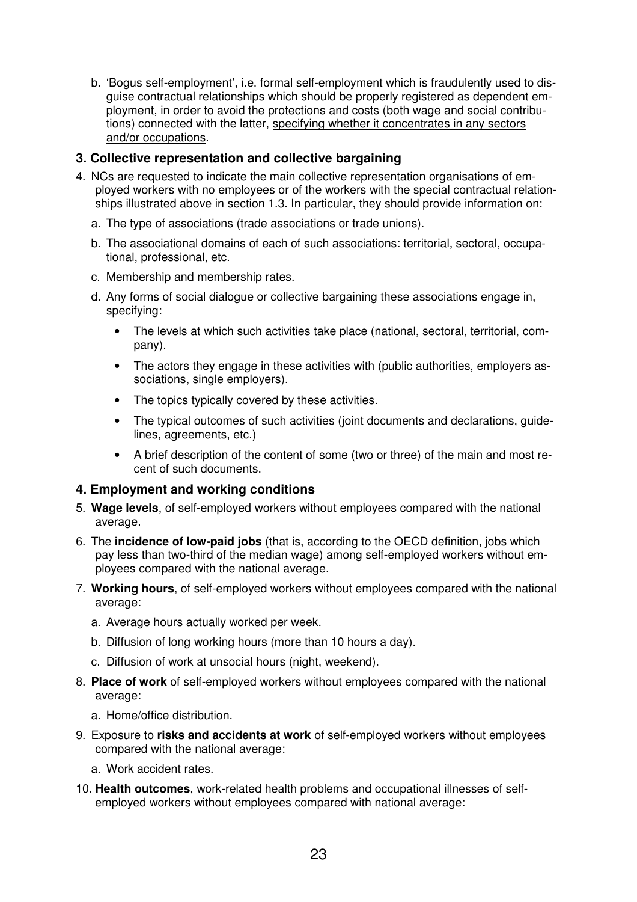b. 'Bogus self-employment', i.e. formal self-employment which is fraudulently used to disguise contractual relationships which should be properly registered as dependent employment, in order to avoid the protections and costs (both wage and social contributions) connected with the latter, <u>specifying whether it concentrates in any sectors and/or occupations</u>.

### 3. Collective representation and collective bargaining

4. NCs are requested to indicate the main collective representation organisations of employed workers with no employees or of the workers with the special contractual relationships illustrated above in section 1.3. In particular, they should provide information on:
   a. The type of associations (trade associations or trade unions).
   b. The associational domains of each of such associations: territorial, sectoral, occupational, professional, etc.
   c. Membership and membership rates.
   d. Any forms of social dialogue or collective bargaining these associations engage in, specifying:
      - The levels at which such activities take place (national, sectoral, territorial, company).
      - The actors they engage in these activities with (public authorities, employers associations, single employers).
      - The topics typically covered by these activities.
      - The typical outcomes of such activities (joint documents and declarations, guidelines, agreements, etc.)
      - A brief description of the content of some (two or three) of the main and most recent of such documents.

### 4. Employment and working conditions

5. **Wage levels**, of self-employed workers without employees compared with the national average.
6. The **incidence of low-paid jobs** (that is, according to the OECD definition, jobs which pay less than two-third of the median wage) among self-employed workers without employees compared with the national average.
7. **Working hours**, of self-employed workers without employees compared with the national average:
   a. Average hours actually worked per week.
   b. Diffusion of long working hours (more than 10 hours a day).
   c. Diffusion of work at unsocial hours (night, weekend).
8. **Place of work** of self-employed workers without employees compared with the national average:
   a. Home/office distribution.
9. Exposure to **risks and accidents at work** of self-employed workers without employees compared with the national average:
   a. Work accident rates.
10. **Health outcomes**, work-related health problems and occupational illnesses of self-employed workers without employees compared with national average: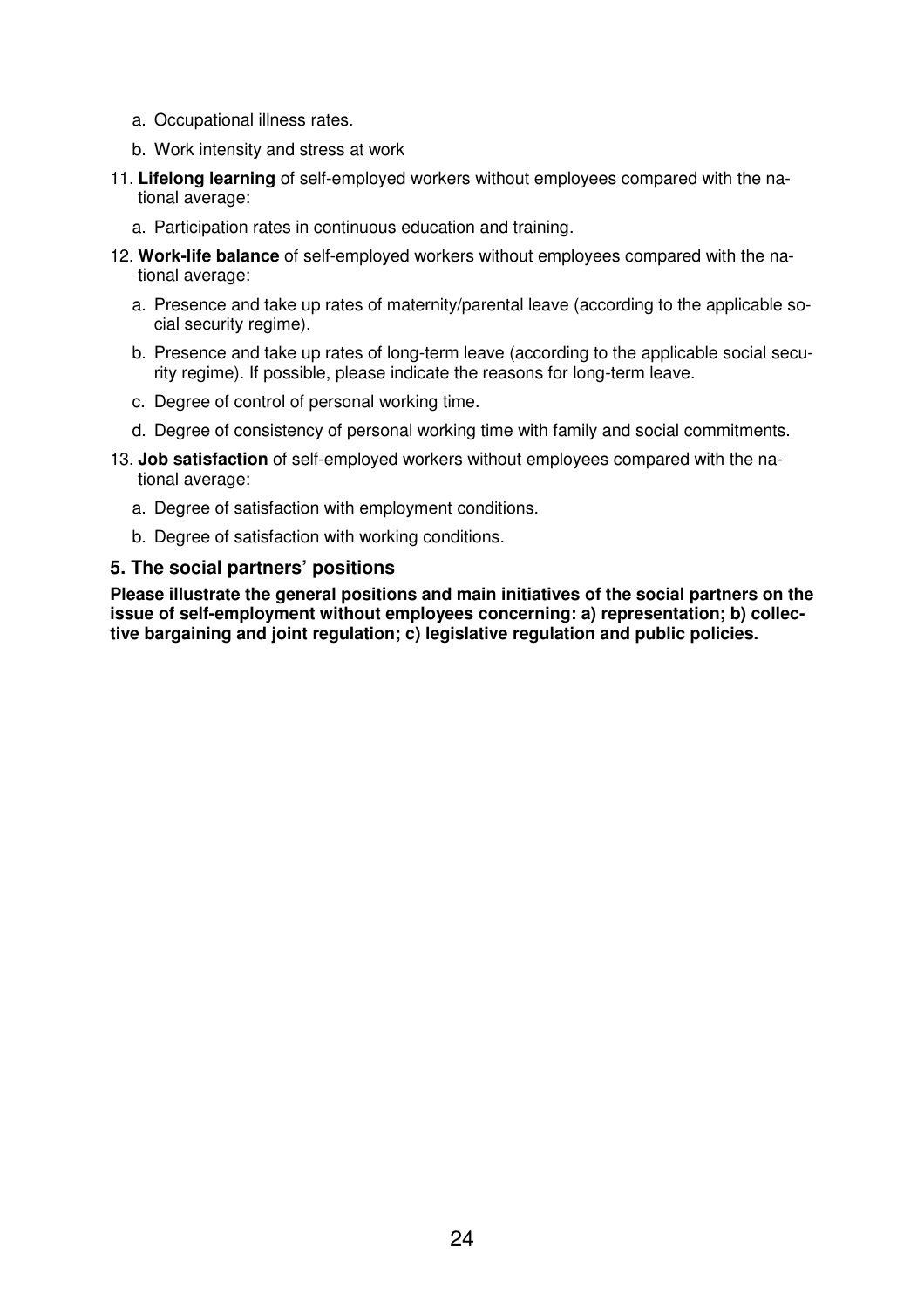a. Occupational illness rates.

   b. Work intensity and stress at work

11. **Lifelong learning** of self-employed workers without employees compared with the national average:

    a. Participation rates in continuous education and training.

12. **Work-life balance** of self-employed workers without employees compared with the national average:

    a. Presence and take up rates of maternity/parental leave (according to the applicable social security regime).

    b. Presence and take up rates of long-term leave (according to the applicable social security regime). If possible, please indicate the reasons for long-term leave.

    c. Degree of control of personal working time.

    d. Degree of consistency of personal working time with family and social commitments.

13. **Job satisfaction** of self-employed workers without employees compared with the national average:

    a. Degree of satisfaction with employment conditions.

    b. Degree of satisfaction with working conditions.

### 5. The social partners' positions

**Please illustrate the general positions and main initiatives of the social partners on the issue of self-employment without employees concerning: a) representation; b) collective bargaining and joint regulation; c) legislative regulation and public policies.**